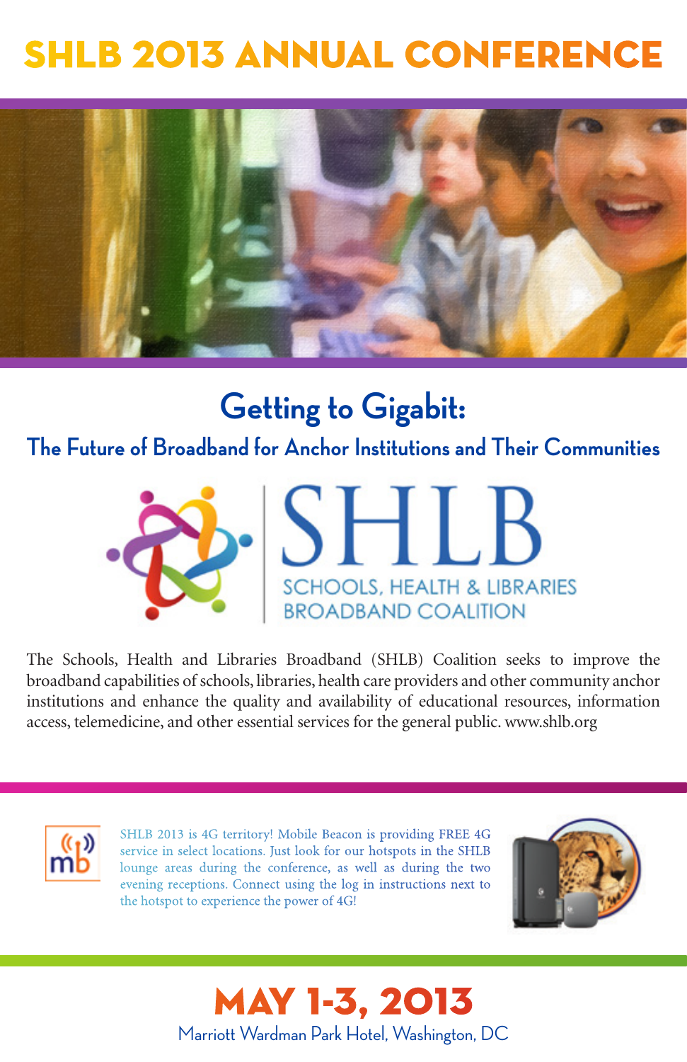# SHLB 2013 ANNUAL CONFERENCE

## Getting to Gigabit:

### The Future of Broadband for Anchor Institutions and Their Communities

SHLB
SCHOOLS, HEALTH & LIBRARIES
BROADBAND COALITION

The Schools, Health and Libraries Broadband (SHLB) Coalition seeks to improve the broadband capabilities of schools, libraries, health care providers and other community anchor institutions and enhance the quality and availability of educational resources, information access, telemedicine, and other essential services for the general public. www.shlb.org

SHLB 2013 is 4G territory! Mobile Beacon is providing FREE 4G service in select locations. Just look for our hotspots in the SHLB lounge areas during the conference, as well as during the two evening receptions. Connect using the log in instructions next to the hotspot to experience the power of 4G!

## MAY 1-3, 2013

Marriott Wardman Park Hotel, Washington, DC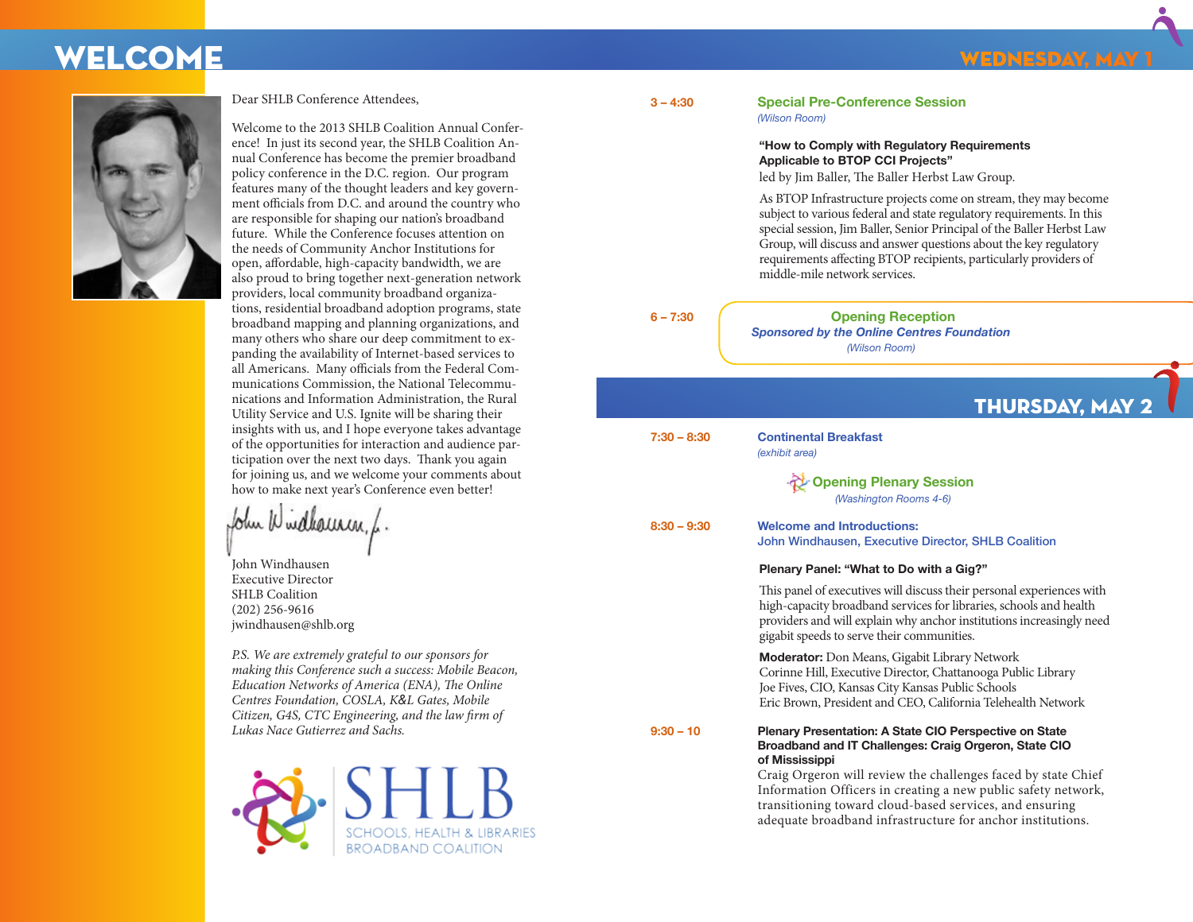# WELCOME

Dear SHLB Conference Attendees,

Welcome to the 2013 SHLB Coalition Annual Conference! In just its second year, the SHLB Coalition Annual Conference has become the premier broadband policy conference in the D.C. region. Our program features many of the thought leaders and key government officials from D.C. and around the country who are responsible for shaping our nation's broadband future. While the Conference focuses attention on the needs of Community Anchor Institutions for open, affordable, high-capacity bandwidth, we are also proud to bring together next-generation network providers, local community broadband organizations, residential broadband adoption programs, state broadband mapping and planning organizations, and many others who share our deep commitment to expanding the availability of Internet-based services to all Americans. Many officials from the Federal Communications Commission, the National Telecommunications and Information Administration, the Rural Utility Service and U.S. Ignite will be sharing their insights with us, and I hope everyone takes advantage of the opportunities for interaction and audience participation over the next two days. Thank you again for joining us, and we welcome your comments about how to make next year's Conference even better!

John Windhausen
Executive Director
SHLB Coalition
(202) 256-9616
jwindhausen@shlb.org

*P.S. We are extremely grateful to our sponsors for making this Conference such a success: Mobile Beacon, Education Networks of America (ENA), The Online Centres Foundation, COSLA, K&L Gates, Mobile Citizen, G4S, CTC Engineering, and the law firm of Lukas Nace Gutierrez and Sachs.*

SHLB
SCHOOLS, HEALTH & LIBRARIES BROADBAND COALITION

## WEDNESDAY, MAY 1

**3 – 4:30** **Special Pre-Conference Session**
*(Wilson Room)*

**"How to Comply with Regulatory Requirements Applicable to BTOP CCI Projects"**
led by Jim Baller, The Baller Herbst Law Group.

As BTOP Infrastructure projects come on stream, they may become subject to various federal and state regulatory requirements. In this special session, Jim Baller, Senior Principal of the Baller Herbst Law Group, will discuss and answer questions about the key regulatory requirements affecting BTOP recipients, particularly providers of middle-mile network services.

**6 – 7:30** **Opening Reception**
***Sponsored by the Online Centres Foundation***
*(Wilson Room)*

## THURSDAY, MAY 2

**7:30 – 8:30** **Continental Breakfast**
*(exhibit area)*

**Opening Plenary Session**
*(Washington Rooms 4-6)*

**8:30 – 9:30** **Welcome and Introductions:**
**John Windhausen, Executive Director, SHLB Coalition**

**Plenary Panel: "What to Do with a Gig?"**

This panel of executives will discuss their personal experiences with high-capacity broadband services for libraries, schools and health providers and will explain why anchor institutions increasingly need gigabit speeds to serve their communities.

**Moderator:** Don Means, Gigabit Library Network
Corinne Hill, Executive Director, Chattanooga Public Library
Joe Fives, CIO, Kansas City Kansas Public Schools
Eric Brown, President and CEO, California Telehealth Network

**9:30 – 10** **Plenary Presentation: A State CIO Perspective on State Broadband and IT Challenges: Craig Orgeron, State CIO of Mississippi**

Craig Orgeron will review the challenges faced by state Chief Information Officers in creating a new public safety network, transitioning toward cloud-based services, and ensuring adequate broadband infrastructure for anchor institutions.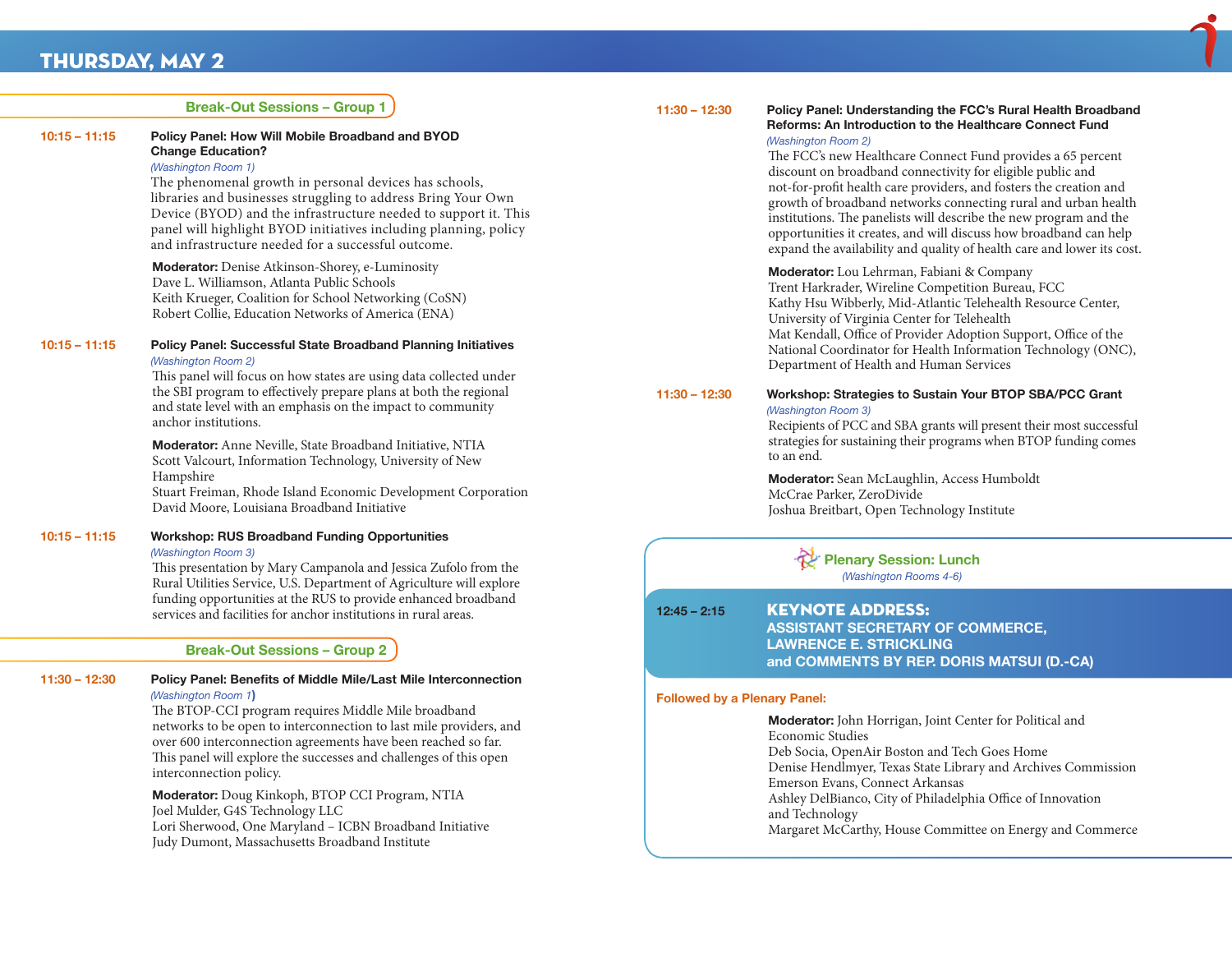# THURSDAY, MAY 2

## Break-Out Sessions – Group 1

**10:15 – 11:15**

### Policy Panel: How Will Mobile Broadband and BYOD Change Education?

*(Washington Room 1)*

The phenomenal growth in personal devices has schools, libraries and businesses struggling to address Bring Your Own Device (BYOD) and the infrastructure needed to support it. This panel will highlight BYOD initiatives including planning, policy and infrastructure needed for a successful outcome.

**Moderator:** Denise Atkinson-Shorey, e-Luminosity
Dave L. Williamson, Atlanta Public Schools
Keith Krueger, Coalition for School Networking (CoSN)
Robert Collie, Education Networks of America (ENA)

**10:15 – 11:15**

### Policy Panel: Successful State Broadband Planning Initiatives

*(Washington Room 2)*

This panel will focus on how states are using data collected under the SBI program to effectively prepare plans at both the regional and state level with an emphasis on the impact to community anchor institutions.

**Moderator:** Anne Neville, State Broadband Initiative, NTIA
Scott Valcourt, Information Technology, University of New Hampshire
Stuart Freiman, Rhode Island Economic Development Corporation
David Moore, Louisiana Broadband Initiative

**10:15 – 11:15**

### Workshop: RUS Broadband Funding Opportunities

*(Washington Room 3)*

This presentation by Mary Campanola and Jessica Zufolo from the Rural Utilities Service, U.S. Department of Agriculture will explore funding opportunities at the RUS to provide enhanced broadband services and facilities for anchor institutions in rural areas.

## Break-Out Sessions – Group 2

**11:30 – 12:30**

### Policy Panel: Benefits of Middle Mile/Last Mile Interconnection

*(Washington Room 1)*

The BTOP-CCI program requires Middle Mile broadband networks to be open to interconnection to last mile providers, and over 600 interconnection agreements have been reached so far. This panel will explore the successes and challenges of this open interconnection policy.

**Moderator:** Doug Kinkoph, BTOP CCI Program, NTIA
Joel Mulder, G4S Technology LLC
Lori Sherwood, One Maryland – ICBN Broadband Initiative
Judy Dumont, Massachusetts Broadband Institute

**11:30 – 12:30**

### Policy Panel: Understanding the FCC's Rural Health Broadband Reforms: An Introduction to the Healthcare Connect Fund

*(Washington Room 2)*

The FCC's new Healthcare Connect Fund provides a 65 percent discount on broadband connectivity for eligible public and not-for-profit health care providers, and fosters the creation and growth of broadband networks connecting rural and urban health institutions. The panelists will describe the new program and the opportunities it creates, and will discuss how broadband can help expand the availability and quality of health care and lower its cost.

**Moderator:** Lou Lehrman, Fabiani & Company
Trent Harkrader, Wireline Competition Bureau, FCC
Kathy Hsu Wibberly, Mid-Atlantic Telehealth Resource Center, University of Virginia Center for Telehealth
Mat Kendall, Office of Provider Adoption Support, Office of the National Coordinator for Health Information Technology (ONC), Department of Health and Human Services

**11:30 – 12:30**

### Workshop: Strategies to Sustain Your BTOP SBA/PCC Grant

*(Washington Room 3)*

Recipients of PCC and SBA grants will present their most successful strategies for sustaining their programs when BTOP funding comes to an end.

**Moderator:** Sean McLaughlin, Access Humboldt
McCrae Parker, ZeroDivide
Joshua Breitbart, Open Technology Institute

## Plenary Session: Lunch

*(Washington Rooms 4-6)*

**12:45 – 2:15**

### KEYNOTE ADDRESS: ASSISTANT SECRETARY OF COMMERCE, LAWRENCE E. STRICKLING and COMMENTS BY REP. DORIS MATSUI (D.-CA)

**Followed by a Plenary Panel:**

**Moderator:** John Horrigan, Joint Center for Political and Economic Studies
Deb Socia, OpenAir Boston and Tech Goes Home
Denise Hendlmyer, Texas State Library and Archives Commission
Emerson Evans, Connect Arkansas
Ashley DelBianco, City of Philadelphia Office of Innovation and Technology
Margaret McCarthy, House Committee on Energy and Commerce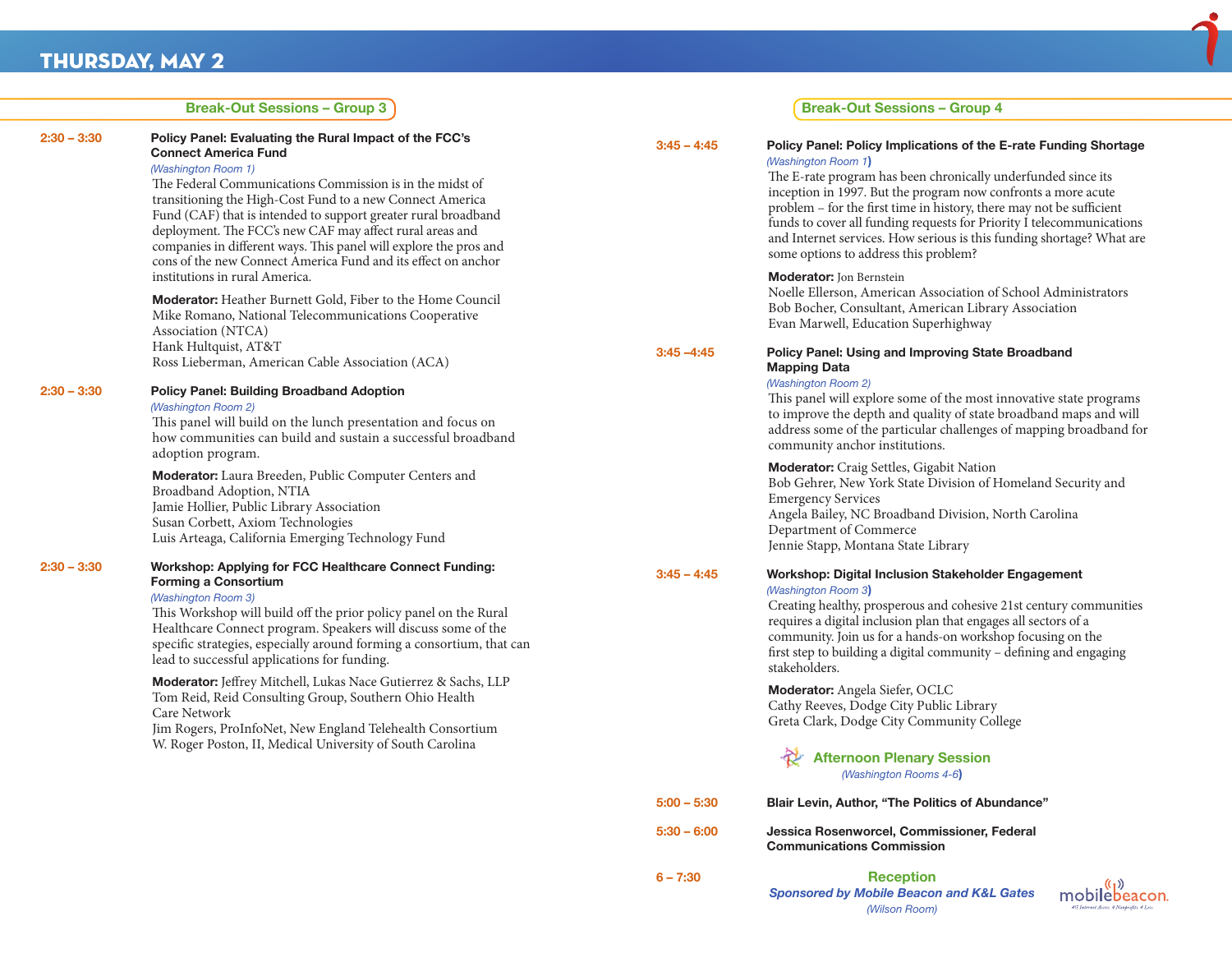# THURSDAY, MAY 2

## Break-Out Sessions – Group 3

**2:30 – 3:30**

### Policy Panel: Evaluating the Rural Impact of the FCC's Connect America Fund

*(Washington Room 1)*

The Federal Communications Commission is in the midst of transitioning the High-Cost Fund to a new Connect America Fund (CAF) that is intended to support greater rural broadband deployment. The FCC's new CAF may affect rural areas and companies in different ways. This panel will explore the pros and cons of the new Connect America Fund and its effect on anchor institutions in rural America.

**Moderator:** Heather Burnett Gold, Fiber to the Home Council
Mike Romano, National Telecommunications Cooperative Association (NTCA)
Hank Hultquist, AT&T
Ross Lieberman, American Cable Association (ACA)

**2:30 – 3:30**

### Policy Panel: Building Broadband Adoption

*(Washington Room 2)*

This panel will build on the lunch presentation and focus on how communities can build and sustain a successful broadband adoption program.

**Moderator:** Laura Breeden, Public Computer Centers and Broadband Adoption, NTIA
Jamie Hollier, Public Library Association
Susan Corbett, Axiom Technologies
Luis Arteaga, California Emerging Technology Fund

**2:30 – 3:30**

### Workshop: Applying for FCC Healthcare Connect Funding: Forming a Consortium

*(Washington Room 3)*

This Workshop will build off the prior policy panel on the Rural Healthcare Connect program. Speakers will discuss some of the specific strategies, especially around forming a consortium, that can lead to successful applications for funding.

**Moderator:** Jeffrey Mitchell, Lukas Nace Gutierrez & Sachs, LLP
Tom Reid, Reid Consulting Group, Southern Ohio Health Care Network
Jim Rogers, ProInfoNet, New England Telehealth Consortium
W. Roger Poston, II, Medical University of South Carolina

## Break-Out Sessions – Group 4

**3:45 – 4:45**

### Policy Panel: Policy Implications of the E-rate Funding Shortage

*(Washington Room 1)*

The E-rate program has been chronically underfunded since its inception in 1997. But the program now confronts a more acute problem – for the first time in history, there may not be sufficient funds to cover all funding requests for Priority I telecommunications and Internet services. How serious is this funding shortage? What are some options to address this problem?

**Moderator:** Jon Bernstein
Noelle Ellerson, American Association of School Administrators
Bob Bocher, Consultant, American Library Association
Evan Marwell, Education Superhighway

**3:45 –4:45**

### Policy Panel: Using and Improving State Broadband Mapping Data

*(Washington Room 2)*

This panel will explore some of the most innovative state programs to improve the depth and quality of state broadband maps and will address some of the particular challenges of mapping broadband for community anchor institutions.

**Moderator:** Craig Settles, Gigabit Nation
Bob Gehrer, New York State Division of Homeland Security and Emergency Services
Angela Bailey, NC Broadband Division, North Carolina Department of Commerce
Jennie Stapp, Montana State Library

**3:45 – 4:45**

### Workshop: Digital Inclusion Stakeholder Engagement

*(Washington Room 3)*

Creating healthy, prosperous and cohesive 21st century communities requires a digital inclusion plan that engages all sectors of a community. Join us for a hands-on workshop focusing on the first step to building a digital community – defining and engaging stakeholders.

**Moderator:** Angela Siefer, OCLC
Cathy Reeves, Dodge City Public Library
Greta Clark, Dodge City Community College

## Afternoon Plenary Session

*(Washington Rooms 4-6)*

**5:00 – 5:30** — **Blair Levin, Author, "The Politics of Abundance"**

**5:30 – 6:00** — **Jessica Rosenworcel, Commissioner, Federal Communications Commission**

**6 – 7:30** — **Reception**

***Sponsored by Mobile Beacon and K&L Gates***

*(Wilson Room)*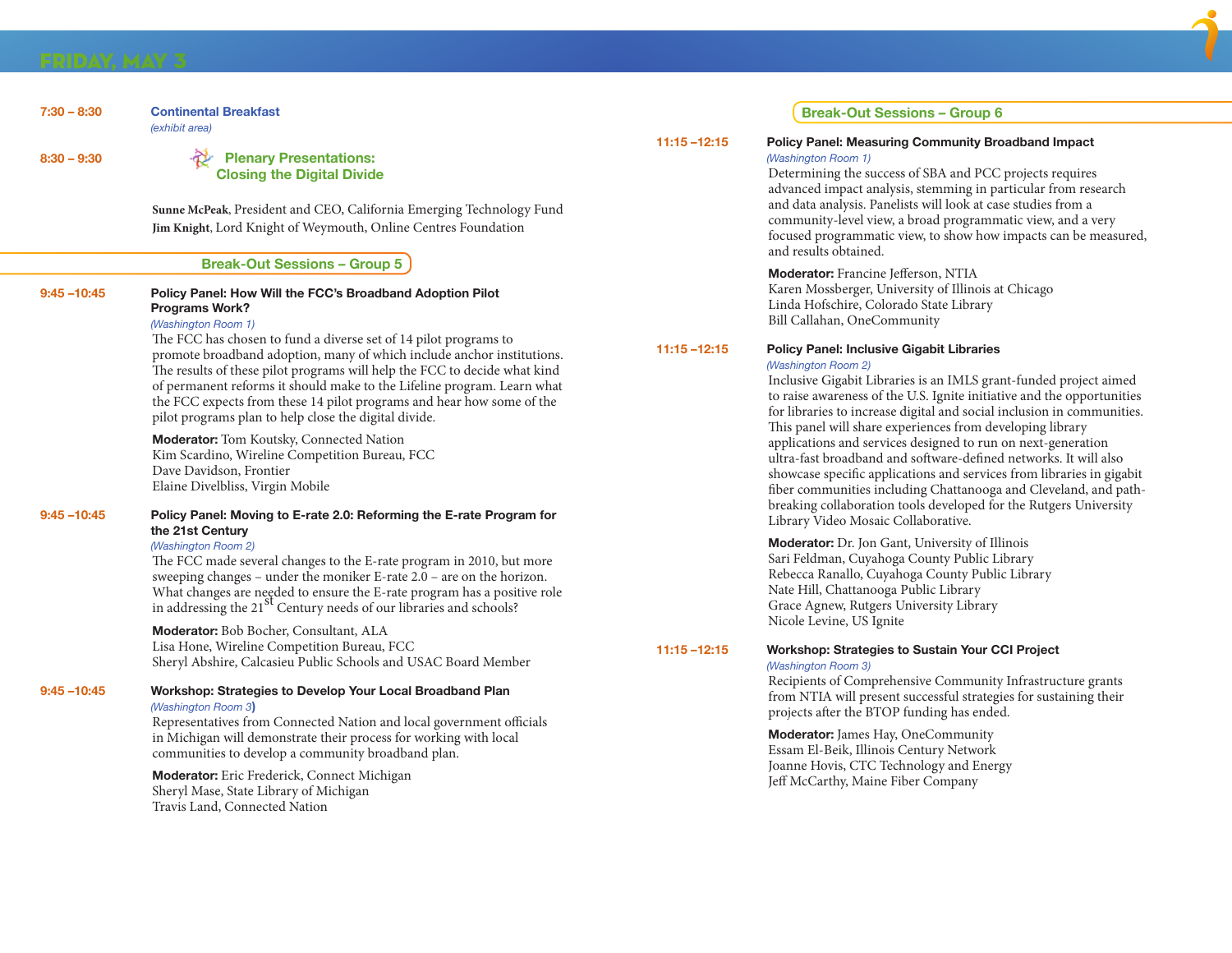# FRIDAY, MAY 3

**7:30 – 8:30** **Continental Breakfast**
*(exhibit area)*

**8:30 – 9:30** **Plenary Presentations: Closing the Digital Divide**

**Sunne McPeak**, President and CEO, California Emerging Technology Fund
**Jim Knight**, Lord Knight of Weymouth, Online Centres Foundation

## Break-Out Sessions – Group 5

**9:45 –10:45** **Policy Panel: How Will the FCC's Broadband Adoption Pilot Programs Work?**
*(Washington Room 1)*

The FCC has chosen to fund a diverse set of 14 pilot programs to promote broadband adoption, many of which include anchor institutions. The results of these pilot programs will help the FCC to decide what kind of permanent reforms it should make to the Lifeline program. Learn what the FCC expects from these 14 pilot programs and hear how some of the pilot programs plan to help close the digital divide.

**Moderator:** Tom Koutsky, Connected Nation
Kim Scardino, Wireline Competition Bureau, FCC
Dave Davidson, Frontier
Elaine Divelbliss, Virgin Mobile

**9:45 –10:45** **Policy Panel: Moving to E-rate 2.0: Reforming the E-rate Program for the 21st Century**
*(Washington Room 2)*

The FCC made several changes to the E-rate program in 2010, but more sweeping changes – under the moniker E-rate 2.0 – are on the horizon. What changes are needed to ensure the E-rate program has a positive role in addressing the 21st Century needs of our libraries and schools?

**Moderator:** Bob Bocher, Consultant, ALA
Lisa Hone, Wireline Competition Bureau, FCC
Sheryl Abshire, Calcasieu Public Schools and USAC Board Member

**9:45 –10:45** **Workshop: Strategies to Develop Your Local Broadband Plan**
*(Washington Room 3)*

Representatives from Connected Nation and local government officials in Michigan will demonstrate their process for working with local communities to develop a community broadband plan.

**Moderator:** Eric Frederick, Connect Michigan
Sheryl Mase, State Library of Michigan
Travis Land, Connected Nation

## Break-Out Sessions – Group 6

**11:15 –12:15** **Policy Panel: Measuring Community Broadband Impact**
*(Washington Room 1)*

Determining the success of SBA and PCC projects requires advanced impact analysis, stemming in particular from research and data analysis. Panelists will look at case studies from a community-level view, a broad programmatic view, and a very focused programmatic view, to show how impacts can be measured, and results obtained.

**Moderator:** Francine Jefferson, NTIA
Karen Mossberger, University of Illinois at Chicago
Linda Hofschire, Colorado State Library
Bill Callahan, OneCommunity

**11:15 –12:15** **Policy Panel: Inclusive Gigabit Libraries**
*(Washington Room 2)*

Inclusive Gigabit Libraries is an IMLS grant-funded project aimed to raise awareness of the U.S. Ignite initiative and the opportunities for libraries to increase digital and social inclusion in communities. This panel will share experiences from developing library applications and services designed to run on next-generation ultra-fast broadband and software-defined networks. It will also showcase specific applications and services from libraries in gigabit fiber communities including Chattanooga and Cleveland, and path-breaking collaboration tools developed for the Rutgers University Library Video Mosaic Collaborative.

**Moderator:** Dr. Jon Gant, University of Illinois
Sari Feldman, Cuyahoga County Public Library
Rebecca Ranallo, Cuyahoga County Public Library
Nate Hill, Chattanooga Public Library
Grace Agnew, Rutgers University Library
Nicole Levine, US Ignite

**11:15 –12:15** **Workshop: Strategies to Sustain Your CCI Project**
*(Washington Room 3)*

Recipients of Comprehensive Community Infrastructure grants from NTIA will present successful strategies for sustaining their projects after the BTOP funding has ended.

**Moderator:** James Hay, OneCommunity
Essam El-Beik, Illinois Century Network
Joanne Hovis, CTC Technology and Energy
Jeff McCarthy, Maine Fiber Company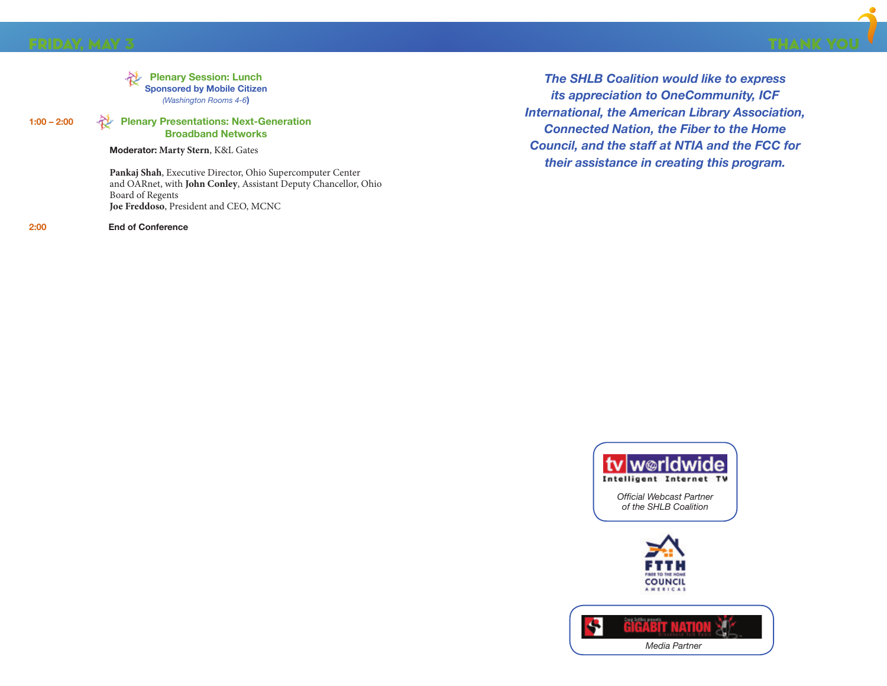## FRIDAY, MAY 3

**Plenary Session: Lunch**
**Sponsored by Mobile Citizen**
*(Washington Rooms 4-6)*

**1:00 – 2:00** **Plenary Presentations: Next-Generation Broadband Networks**

**Moderator: Marty Stern**, K&L Gates

**Pankaj Shah**, Executive Director, Ohio Supercomputer Center and OARnet, with **John Conley**, Assistant Deputy Chancellor, Ohio Board of Regents
**Joe Freddoso**, President and CEO, MCNC

**2:00** **End of Conference**

## THANK YOU

***The SHLB Coalition would like to express its appreciation to OneCommunity, ICF International, the American Library Association, Connected Nation, the Fiber to the Home Council, and the staff at NTIA and the FCC for their assistance in creating this program.***

tv worldwide
Intelligent Internet TV

*Official Webcast Partner of the SHLB Coalition*

FTTH
FIBER TO THE HOME
COUNCIL
AMERICAS

GIGABIT NATION

*Media Partner*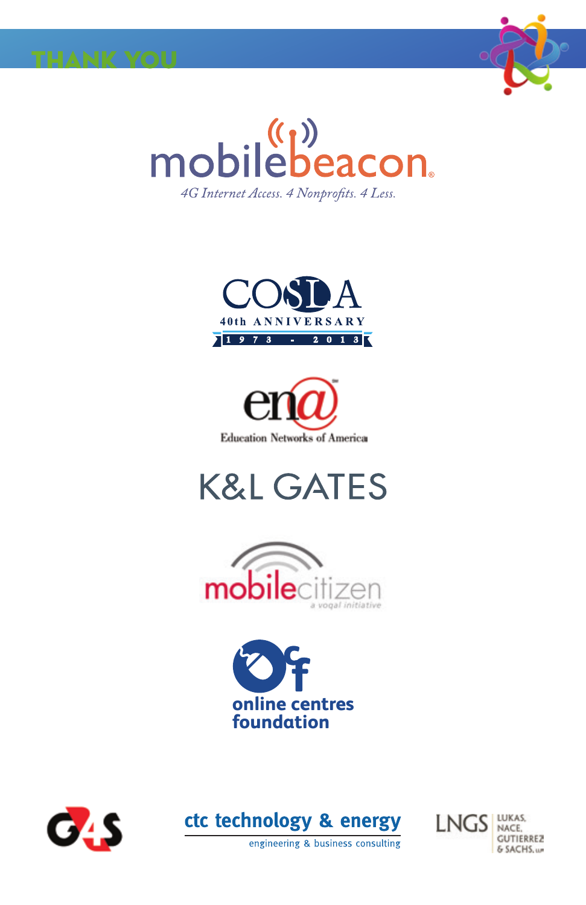# THANK YOU

mobilebeacon

*4G Internet Access. 4 Nonprofits. 4 Less.*

COSLA

40th ANNIVERSARY

1973 - 2013

ena

Education Networks of America

K&L GATES

mobilecitizen

a voqal initiative

online centres foundation

G4S

ctc technology & energy

engineering & business consulting

LNGS

LUKAS, NACE, GUTIERREZ & SACHS, LLP